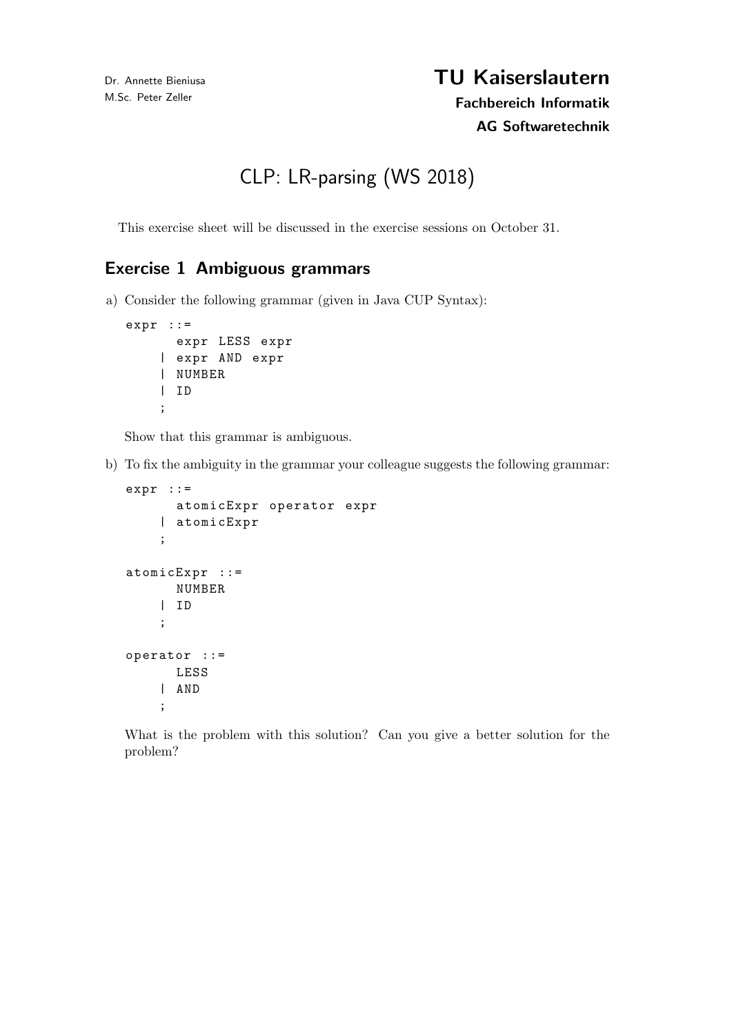Dr. Annette Bieniusa
M.Sc. Peter Zeller

**TU Kaiserslautern**
**Fachbereich Informatik**
**AG Softwaretechnik**

# CLP: LR-parsing (WS 2018)

This exercise sheet will be discussed in the exercise sessions on October 31.

## Exercise 1 Ambiguous grammars

a) Consider the following grammar (given in Java CUP Syntax):

```
expr ::=
      expr LESS expr
    | expr AND expr
    | NUMBER
    | ID
    ;
```

Show that this grammar is ambiguous.

b) To fix the ambiguity in the grammar your colleague suggests the following grammar:

```
expr ::=
      atomicExpr operator expr
    | atomicExpr
    ;

atomicExpr ::=
      NUMBER
    | ID
    ;

operator ::=
      LESS
    | AND
    ;
```

What is the problem with this solution? Can you give a better solution for the problem?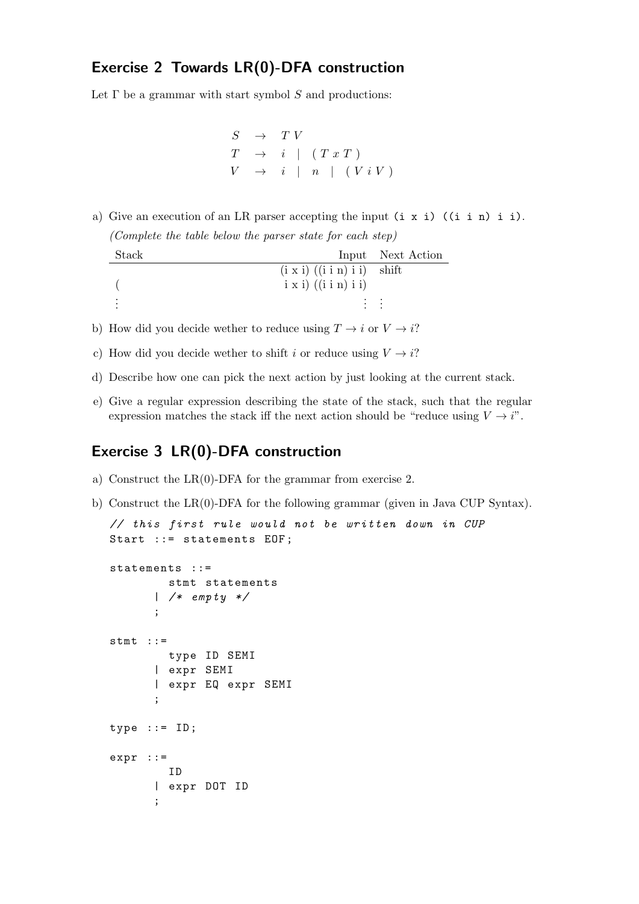## Exercise 2 Towards LR(0)-DFA construction

Let $\Gamma$ be a grammar with start symbol $S$ and productions:

$$
\begin{array}{lcl}
S & \rightarrow & T\ V \\
T & \rightarrow & i \ \mid\ (\ T\ x\ T\ ) \\
V & \rightarrow & i \ \mid\ n \ \mid\ (\ V\ i\ V\ )
\end{array}
$$

a) Give an execution of an LR parser accepting the input `(i x i) ((i i n) i i)`.
*(Complete the table below the parser state for each step)*

| Stack | Input | Next Action |
|---|---|---|
| | (i x i) ((i i n) i i) | shift |
| ( | i x i) ((i i n) i i) | |
| ⋮ | ⋮ | ⋮ |

b) How did you decide wether to reduce using $T \rightarrow i$ or $V \rightarrow i$?

c) How did you decide wether to shift $i$ or reduce using $V \rightarrow i$?

d) Describe how one can pick the next action by just looking at the current stack.

e) Give a regular expression describing the state of the stack, such that the regular expression matches the stack iff the next action should be "reduce using $V \rightarrow i$".

## Exercise 3 LR(0)-DFA construction

a) Construct the LR(0)-DFA for the grammar from exercise 2.

b) Construct the LR(0)-DFA for the following grammar (given in Java CUP Syntax).

```
// this first rule would not be written down in CUP
Start ::= statements EOF;

statements ::=
        stmt statements
      | /* empty */
      ;

stmt ::=
        type ID SEMI
      | expr SEMI
      | expr EQ expr SEMI
      ;

type ::= ID;

expr ::=
        ID
      | expr DOT ID
      ;
```